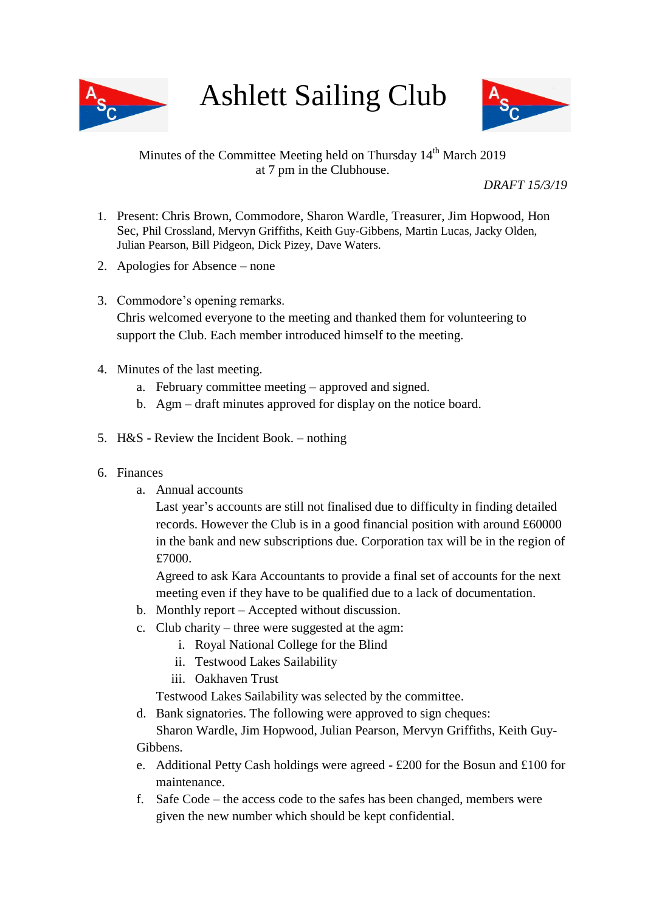# Ashlett Sailing Club

Minutes of the Committee Meeting held on Thursday 14th March 2019
at 7 pm in the Clubhouse.

*DRAFT 15/3/19*

1. Present: Chris Brown, Commodore, Sharon Wardle, Treasurer, Jim Hopwood, Hon Sec, Phil Crossland, Mervyn Griffiths, Keith Guy-Gibbens, Martin Lucas, Jacky Olden, Julian Pearson, Bill Pidgeon, Dick Pizey, Dave Waters.

2. Apologies for Absence – none

3. Commodore's opening remarks.
   Chris welcomed everyone to the meeting and thanked them for volunteering to support the Club. Each member introduced himself to the meeting.

4. Minutes of the last meeting.
   a. February committee meeting – approved and signed.
   b. Agm – draft minutes approved for display on the notice board.

5. H&S - Review the Incident Book. – nothing

6. Finances
   a. Annual accounts
      Last year's accounts are still not finalised due to difficulty in finding detailed records. However the Club is in a good financial position with around £60000 in the bank and new subscriptions due. Corporation tax will be in the region of £7000.
      Agreed to ask Kara Accountants to provide a final set of accounts for the next meeting even if they have to be qualified due to a lack of documentation.
   b. Monthly report – Accepted without discussion.
   c. Club charity – three were suggested at the agm:
      i. Royal National College for the Blind
      ii. Testwood Lakes Sailability
      iii. Oakhaven Trust

      Testwood Lakes Sailability was selected by the committee.
   d. Bank signatories. The following were approved to sign cheques:
      Sharon Wardle, Jim Hopwood, Julian Pearson, Mervyn Griffiths, Keith Guy-Gibbens.
   e. Additional Petty Cash holdings were agreed - £200 for the Bosun and £100 for maintenance.
   f. Safe Code – the access code to the safes has been changed, members were given the new number which should be kept confidential.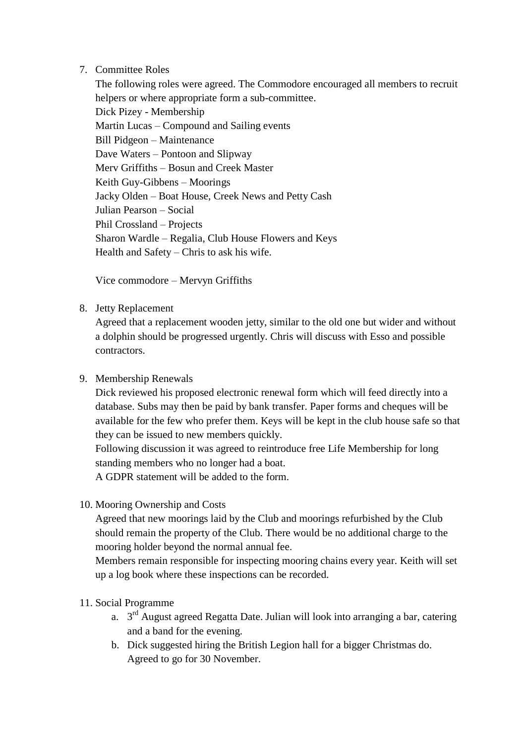7. Committee Roles

   The following roles were agreed. The Commodore encouraged all members to recruit helpers or where appropriate form a sub-committee.

   Dick Pizey - Membership
   Martin Lucas – Compound and Sailing events
   Bill Pidgeon – Maintenance
   Dave Waters – Pontoon and Slipway
   Merv Griffiths – Bosun and Creek Master
   Keith Guy-Gibbens – Moorings
   Jacky Olden – Boat House, Creek News and Petty Cash
   Julian Pearson – Social
   Phil Crossland – Projects
   Sharon Wardle – Regalia, Club House Flowers and Keys
   Health and Safety – Chris to ask his wife.

   Vice commodore – Mervyn Griffiths

8. Jetty Replacement

   Agreed that a replacement wooden jetty, similar to the old one but wider and without a dolphin should be progressed urgently. Chris will discuss with Esso and possible contractors.

9. Membership Renewals

   Dick reviewed his proposed electronic renewal form which will feed directly into a database. Subs may then be paid by bank transfer. Paper forms and cheques will be available for the few who prefer them. Keys will be kept in the club house safe so that they can be issued to new members quickly.

   Following discussion it was agreed to reintroduce free Life Membership for long standing members who no longer had a boat.

   A GDPR statement will be added to the form.

10. Mooring Ownership and Costs

    Agreed that new moorings laid by the Club and moorings refurbished by the Club should remain the property of the Club. There would be no additional charge to the mooring holder beyond the normal annual fee.

    Members remain responsible for inspecting mooring chains every year. Keith will set up a log book where these inspections can be recorded.

11. Social Programme
    a. 3rd August agreed Regatta Date. Julian will look into arranging a bar, catering and a band for the evening.
    b. Dick suggested hiring the British Legion hall for a bigger Christmas do. Agreed to go for 30 November.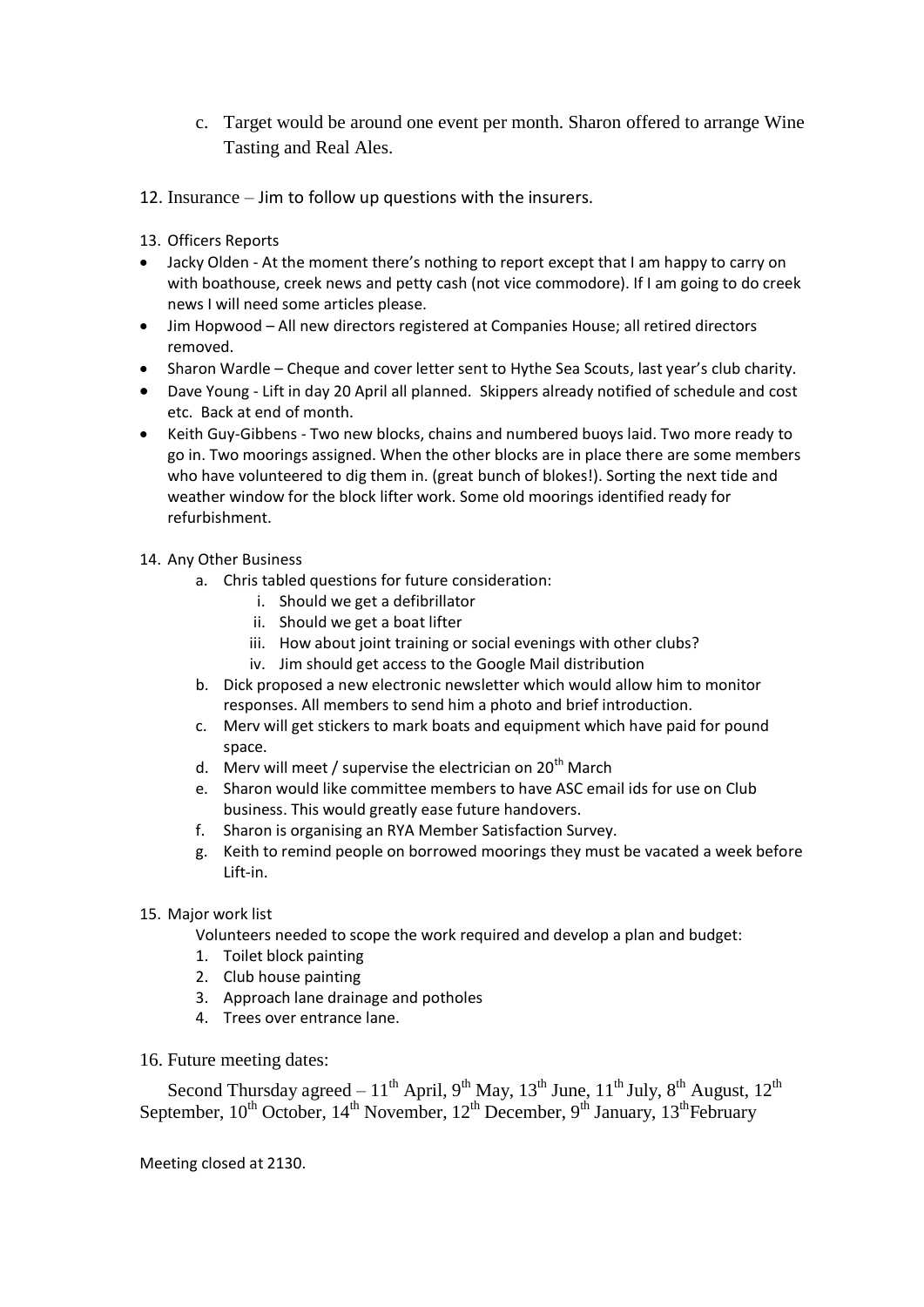c. Target would be around one event per month. Sharon offered to arrange Wine Tasting and Real Ales.

12. Insurance – Jim to follow up questions with the insurers.

13. Officers Reports

- Jacky Olden - At the moment there's nothing to report except that I am happy to carry on with boathouse, creek news and petty cash (not vice commodore). If I am going to do creek news I will need some articles please.
- Jim Hopwood – All new directors registered at Companies House; all retired directors removed.
- Sharon Wardle – Cheque and cover letter sent to Hythe Sea Scouts, last year's club charity.
- Dave Young - Lift in day 20 April all planned. Skippers already notified of schedule and cost etc. Back at end of month.
- Keith Guy-Gibbens - Two new blocks, chains and numbered buoys laid. Two more ready to go in. Two moorings assigned. When the other blocks are in place there are some members who have volunteered to dig them in. (great bunch of blokes!). Sorting the next tide and weather window for the block lifter work. Some old moorings identified ready for refurbishment.

14. Any Other Business

   a. Chris tabled questions for future consideration:
      i. Should we get a defibrillator
      ii. Should we get a boat lifter
      iii. How about joint training or social evenings with other clubs?
      iv. Jim should get access to the Google Mail distribution
   b. Dick proposed a new electronic newsletter which would allow him to monitor responses. All members to send him a photo and brief introduction.
   c. Merv will get stickers to mark boats and equipment which have paid for pound space.
   d. Merv will meet / supervise the electrician on 20th March
   e. Sharon would like committee members to have ASC email ids for use on Club business. This would greatly ease future handovers.
   f. Sharon is organising an RYA Member Satisfaction Survey.
   g. Keith to remind people on borrowed moorings they must be vacated a week before Lift-in.

15. Major work list

   Volunteers needed to scope the work required and develop a plan and budget:

   1. Toilet block painting
   2. Club house painting
   3. Approach lane drainage and potholes
   4. Trees over entrance lane.

16. Future meeting dates:

   Second Thursday agreed – 11th April, 9th May, 13th June, 11th July, 8th August, 12th September, 10th October, 14th November, 12th December, 9th January, 13th February

Meeting closed at 2130.